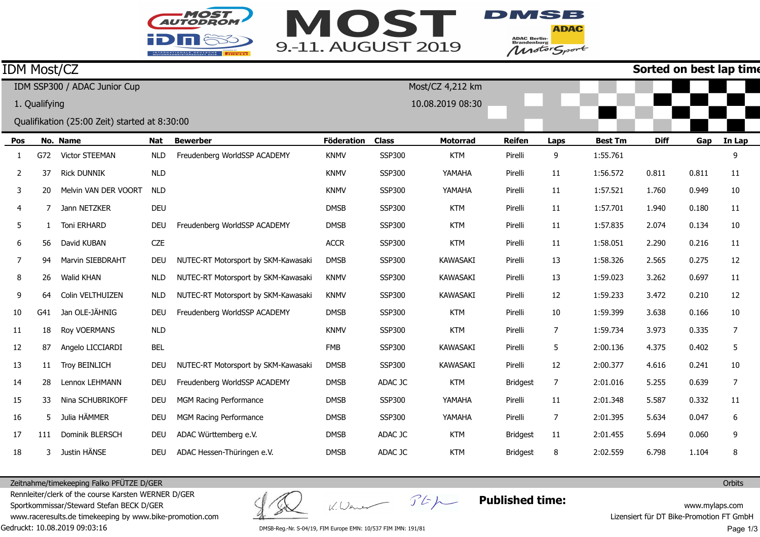MOST AUTODROM IDM

# MOST 9.-11. AUGUST 2019

DMSB ADAC Berlin-Brandenburg MotorSport

## IDM Most/CZ

**Sorted on best lap time**

IDM SSP300 / ADAC Junior Cup

1. Qualifying

Qualifikation (25:00 Zeit) started at 8:30:00

Most/CZ 4,212 km

10.08.2019 08:30

| Pos | No. | Name | Nat | Bewerber | Föderation | Class | Motorrad | Reifen | Laps | Best Tm | Diff | Gap | In Lap |
|---|---|---|---|---|---|---|---|---|---|---|---|---|---|
| 1 | G72 | Victor STEEMAN | NLD | Freudenberg WorldSSP ACADEMY | KNMV | SSP300 | KTM | Pirelli | 9 | 1:55.761 | | | 9 |
| 2 | 37 | Rick DUNNIK | NLD | | KNMV | SSP300 | YAMAHA | Pirelli | 11 | 1:56.572 | 0.811 | 0.811 | 11 |
| 3 | 20 | Melvin VAN DER VOORT | NLD | | KNMV | SSP300 | YAMAHA | Pirelli | 11 | 1:57.521 | 1.760 | 0.949 | 10 |
| 4 | 7 | Jann NETZKER | DEU | | DMSB | SSP300 | KTM | Pirelli | 11 | 1:57.701 | 1.940 | 0.180 | 11 |
| 5 | 1 | Toni ERHARD | DEU | Freudenberg WorldSSP ACADEMY | DMSB | SSP300 | KTM | Pirelli | 11 | 1:57.835 | 2.074 | 0.134 | 10 |
| 6 | 56 | David KUBAN | CZE | | ACCR | SSP300 | KTM | Pirelli | 11 | 1:58.051 | 2.290 | 0.216 | 11 |
| 7 | 94 | Marvin SIEBDRAHT | DEU | NUTEC-RT Motorsport by SKM-Kawasaki | DMSB | SSP300 | KAWASAKI | Pirelli | 13 | 1:58.326 | 2.565 | 0.275 | 12 |
| 8 | 26 | Walid KHAN | NLD | NUTEC-RT Motorsport by SKM-Kawasaki | KNMV | SSP300 | KAWASAKI | Pirelli | 13 | 1:59.023 | 3.262 | 0.697 | 11 |
| 9 | 64 | Colin VELTHUIZEN | NLD | NUTEC-RT Motorsport by SKM-Kawasaki | KNMV | SSP300 | KAWASAKI | Pirelli | 12 | 1:59.233 | 3.472 | 0.210 | 12 |
| 10 | G41 | Jan OLE-JÄHNIG | DEU | Freudenberg WorldSSP ACADEMY | DMSB | SSP300 | KTM | Pirelli | 10 | 1:59.399 | 3.638 | 0.166 | 10 |
| 11 | 18 | Roy VOERMANS | NLD | | KNMV | SSP300 | KTM | Pirelli | 7 | 1:59.734 | 3.973 | 0.335 | 7 |
| 12 | 87 | Angelo LICCIARDI | BEL | | FMB | SSP300 | KAWASAKI | Pirelli | 5 | 2:00.136 | 4.375 | 0.402 | 5 |
| 13 | 11 | Troy BEINLICH | DEU | NUTEC-RT Motorsport by SKM-Kawasaki | DMSB | SSP300 | KAWASAKI | Pirelli | 12 | 2:00.377 | 4.616 | 0.241 | 10 |
| 14 | 28 | Lennox LEHMANN | DEU | Freudenberg WorldSSP ACADEMY | DMSB | ADAC JC | KTM | Bridgest | 7 | 2:01.016 | 5.255 | 0.639 | 7 |
| 15 | 33 | Nina SCHUBRIKOFF | DEU | MGM Racing Performance | DMSB | SSP300 | YAMAHA | Pirelli | 11 | 2:01.348 | 5.587 | 0.332 | 11 |
| 16 | 5 | Julia HÄMMER | DEU | MGM Racing Performance | DMSB | SSP300 | YAMAHA | Pirelli | 7 | 2:01.395 | 5.634 | 0.047 | 6 |
| 17 | 111 | Dominik BLERSCH | DEU | ADAC Württemberg e.V. | DMSB | ADAC JC | KTM | Bridgest | 11 | 2:01.455 | 5.694 | 0.060 | 9 |
| 18 | 3 | Justin HÄNSE | DEU | ADAC Hessen-Thüringen e.V. | DMSB | ADAC JC | KTM | Bridgest | 8 | 2:02.559 | 6.798 | 1.104 | 8 |

Zeitnahme/timekeeping Falko PFÜTZE D/GER

Rennleiter/clerk of the course Karsten WERNER D/GER

Sportkommissar/Steward Stefan BECK D/GER

www.raceresults.de timekeeping by www.bike-promotion.com

Gedruckt: 10.08.2019 09:03:16

DMSB-Reg.-Nr. S-04/19, FIM Europe EMN: 10/537 FIM IMN: 191/81

**Published time:**

Orbits

www.mylaps.com

Lizensiert für DT Bike-Promotion FT GmbH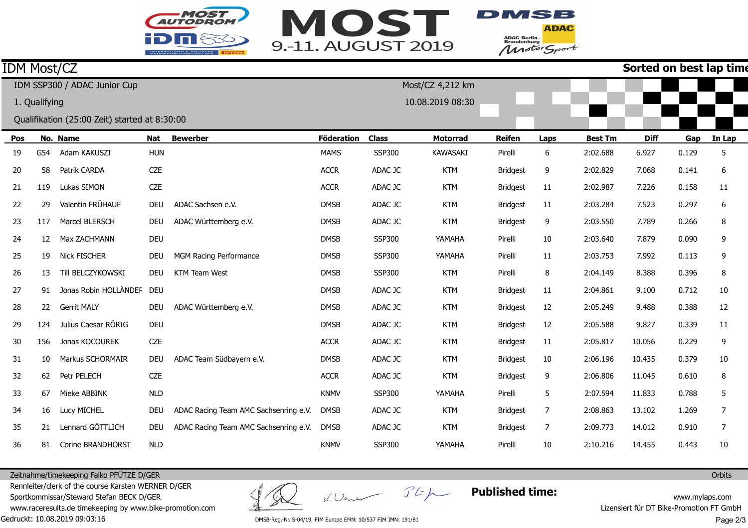MOST 9.-11. AUGUST 2019

IDM Most/CZ — **Sorted on best lap time**

IDM SSP300 / ADAC Junior Cup
1. Qualifying
Qualifikation (25:00 Zeit) started at 8:30:00

Most/CZ 4,212 km
10.08.2019 08:30

| Pos | No. | Name | Nat | Bewerber | Föderation | Class | Motorrad | Reifen | Laps | Best Tm | Diff | Gap | In Lap |
|---|---|---|---|---|---|---|---|---|---|---|---|---|---|
| 19 | G54 | Adam KAKUSZI | HUN | | MAMS | SSP300 | KAWASAKI | Pirelli | 6 | 2:02.688 | 6.927 | 0.129 | 5 |
| 20 | 58 | Patrik CARDA | CZE | | ACCR | ADAC JC | KTM | Bridgest | 9 | 2:02.829 | 7.068 | 0.141 | 6 |
| 21 | 119 | Lukas SIMON | CZE | | ACCR | ADAC JC | KTM | Bridgest | 11 | 2:02.987 | 7.226 | 0.158 | 11 |
| 22 | 29 | Valentin FRÜHAUF | DEU | ADAC Sachsen e.V. | DMSB | ADAC JC | KTM | Bridgest | 11 | 2:03.284 | 7.523 | 0.297 | 6 |
| 23 | 117 | Marcel BLERSCH | DEU | ADAC Württemberg e.V. | DMSB | ADAC JC | KTM | Bridgest | 9 | 2:03.550 | 7.789 | 0.266 | 8 |
| 24 | 12 | Max ZACHMANN | DEU | | DMSB | SSP300 | YAMAHA | Pirelli | 10 | 2:03.640 | 7.879 | 0.090 | 9 |
| 25 | 19 | Nick FISCHER | DEU | MGM Racing Performance | DMSB | SSP300 | YAMAHA | Pirelli | 11 | 2:03.753 | 7.992 | 0.113 | 9 |
| 26 | 13 | Till BELCZYKOWSKI | DEU | KTM Team West | DMSB | SSP300 | KTM | Pirelli | 8 | 2:04.149 | 8.388 | 0.396 | 8 |
| 27 | 91 | Jonas Robin HOLLÄNDEF | DEU | | DMSB | ADAC JC | KTM | Bridgest | 11 | 2:04.861 | 9.100 | 0.712 | 10 |
| 28 | 22 | Gerrit MALY | DEU | ADAC Württemberg e.V. | DMSB | ADAC JC | KTM | Bridgest | 12 | 2:05.249 | 9.488 | 0.388 | 12 |
| 29 | 124 | Julius Caesar RÖRIG | DEU | | DMSB | ADAC JC | KTM | Bridgest | 12 | 2:05.588 | 9.827 | 0.339 | 11 |
| 30 | 156 | Jonas KOCOUREK | CZE | | ACCR | ADAC JC | KTM | Bridgest | 11 | 2:05.817 | 10.056 | 0.229 | 9 |
| 31 | 10 | Markus SCHORMAIR | DEU | ADAC Team Südbayern e.V. | DMSB | ADAC JC | KTM | Bridgest | 10 | 2:06.196 | 10.435 | 0.379 | 10 |
| 32 | 62 | Petr PELECH | CZE | | ACCR | ADAC JC | KTM | Bridgest | 9 | 2:06.806 | 11.045 | 0.610 | 8 |
| 33 | 67 | Mieke ABBINK | NLD | | KNMV | SSP300 | YAMAHA | Pirelli | 5 | 2:07.594 | 11.833 | 0.788 | 5 |
| 34 | 16 | Lucy MICHEL | DEU | ADAC Racing Team AMC Sachsenring e.V. | DMSB | ADAC JC | KTM | Bridgest | 7 | 2:08.863 | 13.102 | 1.269 | 7 |
| 35 | 21 | Lennard GÖTTLICH | DEU | ADAC Racing Team AMC Sachsenring e.V. | DMSB | ADAC JC | KTM | Bridgest | 7 | 2:09.773 | 14.012 | 0.910 | 7 |
| 36 | 81 | Corine BRANDHORST | NLD | | KNMV | SSP300 | YAMAHA | Pirelli | 10 | 2:10.216 | 14.455 | 0.443 | 10 |

Zeitnahme/timekeeping Falko PFÜTZE D/GER
Rennleiter/clerk of the course Karsten WERNER D/GER
Sportkommissar/Steward Stefan BECK D/GER
www.raceresults.de timekeeping by www.bike-promotion.com
Gedruckt: 10.08.2019 09:03:16

**Published time:**

DMSB-Reg.-Nr. S-04/19, FIM Europe EMN: 10/537 FIM IMN: 191/81

Orbits
www.mylaps.com
Lizensiert für DT Bike-Promotion FT GmbH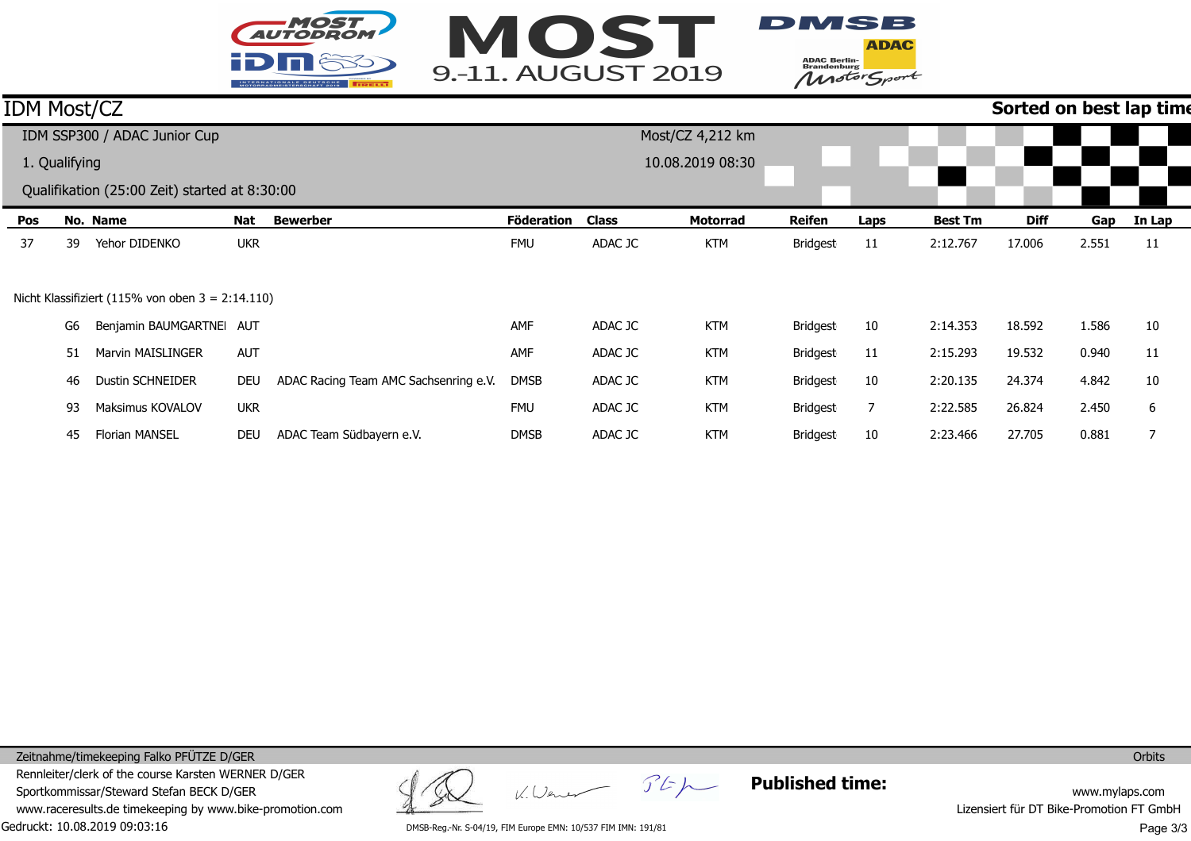MOST 9.-11. AUGUST 2019

IDM Most/CZ — Sorted on best lap time

IDM SSP300 / ADAC Junior Cup
1. Qualifying
Qualifikation (25:00 Zeit) started at 8:30:00

Most/CZ 4,212 km
10.08.2019 08:30

| Pos | No. | Name | Nat | Bewerber | Föderation | Class | Motorrad | Reifen | Laps | Best Tm | Diff | Gap | In Lap |
|---|---|---|---|---|---|---|---|---|---|---|---|---|---|
| 37 | 39 | Yehor DIDENKO | UKR | | FMU | ADAC JC | KTM | Bridgest | 11 | 2:12.767 | 17.006 | 2.551 | 11 |
| Nicht Klassifiziert (115% von oben 3 = 2:14.110) | | | | | | | | | | | | | |
| | G6 | Benjamin BAUMGARTNEI | AUT | | AMF | ADAC JC | KTM | Bridgest | 10 | 2:14.353 | 18.592 | 1.586 | 10 |
| | 51 | Marvin MAISLINGER | AUT | | AMF | ADAC JC | KTM | Bridgest | 11 | 2:15.293 | 19.532 | 0.940 | 11 |
| | 46 | Dustin SCHNEIDER | DEU | ADAC Racing Team AMC Sachsenring e.V. | DMSB | ADAC JC | KTM | Bridgest | 10 | 2:20.135 | 24.374 | 4.842 | 10 |
| | 93 | Maksimus KOVALOV | UKR | | FMU | ADAC JC | KTM | Bridgest | 7 | 2:22.585 | 26.824 | 2.450 | 6 |
| | 45 | Florian MANSEL | DEU | ADAC Team Südbayern e.V. | DMSB | ADAC JC | KTM | Bridgest | 10 | 2:23.466 | 27.705 | 0.881 | 7 |

Zeitnahme/timekeeping Falko PFÜTZE D/GER
Rennleiter/clerk of the course Karsten WERNER D/GER
Sportkommissar/Steward Stefan BECK D/GER
www.raceresults.de timekeeping by www.bike-promotion.com
Gedruckt: 10.08.2019 09:03:16

**Published time:**

Orbits
www.mylaps.com
Lizensiert für DT Bike-Promotion FT GmbH

DMSB-Reg.-Nr. S-04/19, FIM Europe EMN: 10/537 FIM IMN: 191/81